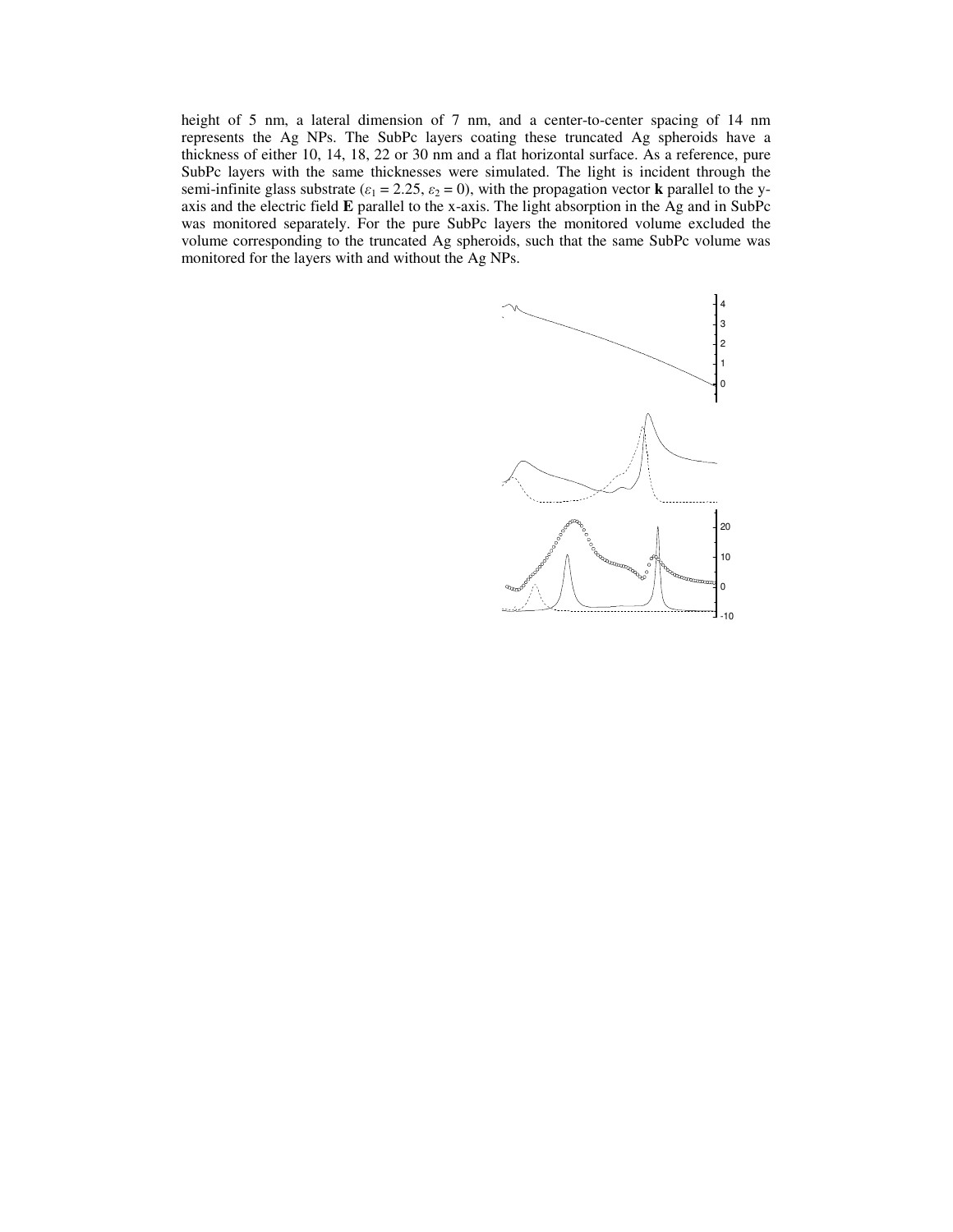height of 5 nm, a lateral dimension of 7 nm, and a center-to-center spacing of 14 nm represents the Ag NPs. The SubPc layers coating these truncated Ag spheroids have a thickness of either 10, 14, 18, 22 or 30 nm and a flat horizontal surface. As a reference, pure SubPc layers with the same thicknesses were simulated. The light is incident through the semi-infinite glass substrate ($\varepsilon_1 = 2.25$, $\varepsilon_2 = 0$), with the propagation vector **k** parallel to the y-axis and the electric field **E** parallel to the x-axis. The light absorption in the Ag and in SubPc was monitored separately. For the pure SubPc layers the monitored volume excluded the volume corresponding to the truncated Ag spheroids, such that the same SubPc volume was monitored for the layers with and without the Ag NPs.

4
3
2
1
0

20
10
0
-10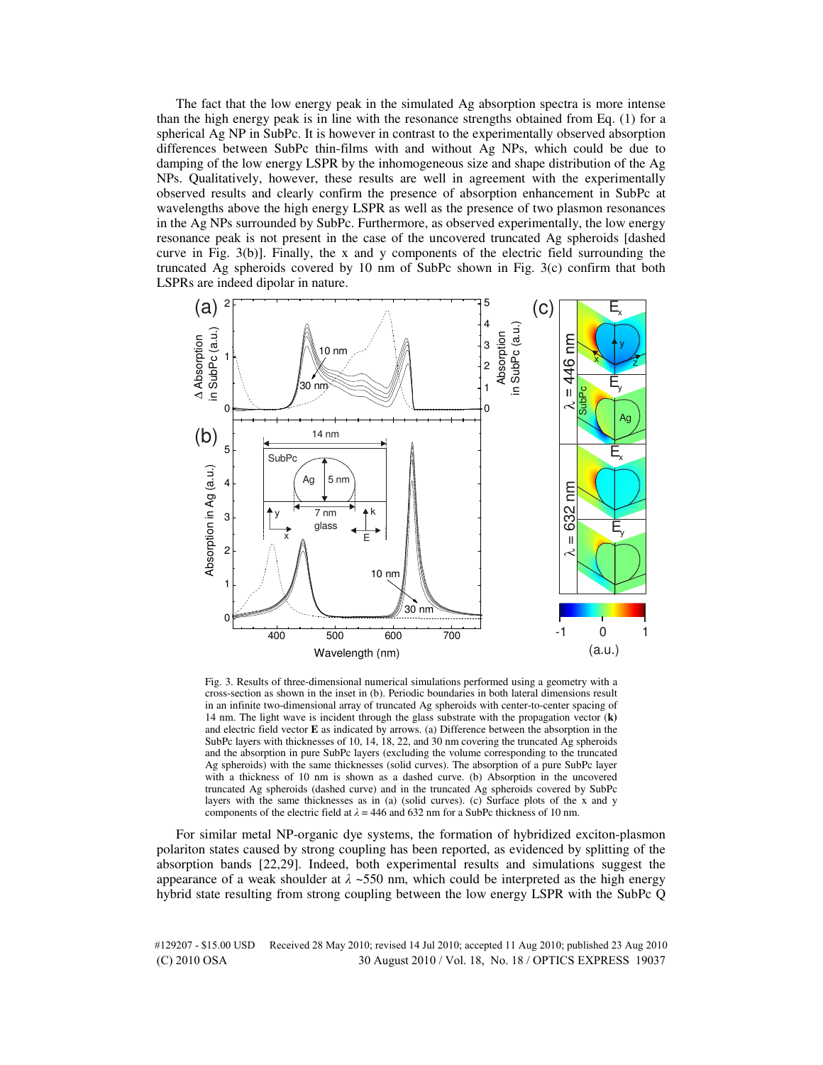The fact that the low energy peak in the simulated Ag absorption spectra is more intense than the high energy peak is in line with the resonance strengths obtained from Eq. (1) for a spherical Ag NP in SubPc. It is however in contrast to the experimentally observed absorption differences between SubPc thin-films with and without Ag NPs, which could be due to damping of the low energy LSPR by the inhomogeneous size and shape distribution of the Ag NPs. Qualitatively, however, these results are well in agreement with the experimentally observed results and clearly confirm the presence of absorption enhancement in SubPc at wavelengths above the high energy LSPR as well as the presence of two plasmon resonances in the Ag NPs surrounded by SubPc. Furthermore, as observed experimentally, the low energy resonance peak is not present in the case of the uncovered truncated Ag spheroids [dashed curve in Fig. 3(b)]. Finally, the x and y components of the electric field surrounding the truncated Ag spheroids covered by 10 nm of SubPc shown in Fig. 3(c) confirm that both LSPRs are indeed dipolar in nature.

Fig. 3. Results of three-dimensional numerical simulations performed using a geometry with a cross-section as shown in the inset in (b). Periodic boundaries in both lateral dimensions result in an infinite two-dimensional array of truncated Ag spheroids with center-to-center spacing of 14 nm. The light wave is incident through the glass substrate with the propagation vector (**k**) and electric field vector **E** as indicated by arrows. (a) Difference between the absorption in the SubPc layers with thicknesses of 10, 14, 18, 22, and 30 nm covering the truncated Ag spheroids and the absorption in pure SubPc layers (excluding the volume corresponding to the truncated Ag spheroids) with the same thicknesses (solid curves). The absorption of a pure SubPc layer with a thickness of 10 nm is shown as a dashed curve. (b) Absorption in the uncovered truncated Ag spheroids (dashed curve) and in the truncated Ag spheroids covered by SubPc layers with the same thicknesses as in (a) (solid curves). (c) Surface plots of the x and y components of the electric field at $\lambda = 446$ and 632 nm for a SubPc thickness of 10 nm.

For similar metal NP-organic dye systems, the formation of hybridized exciton-plasmon polariton states caused by strong coupling has been reported, as evidenced by splitting of the absorption bands [22,29]. Indeed, both experimental results and simulations suggest the appearance of a weak shoulder at $\lambda$ ~550 nm, which could be interpreted as the high energy hybrid state resulting from strong coupling between the low energy LSPR with the SubPc Q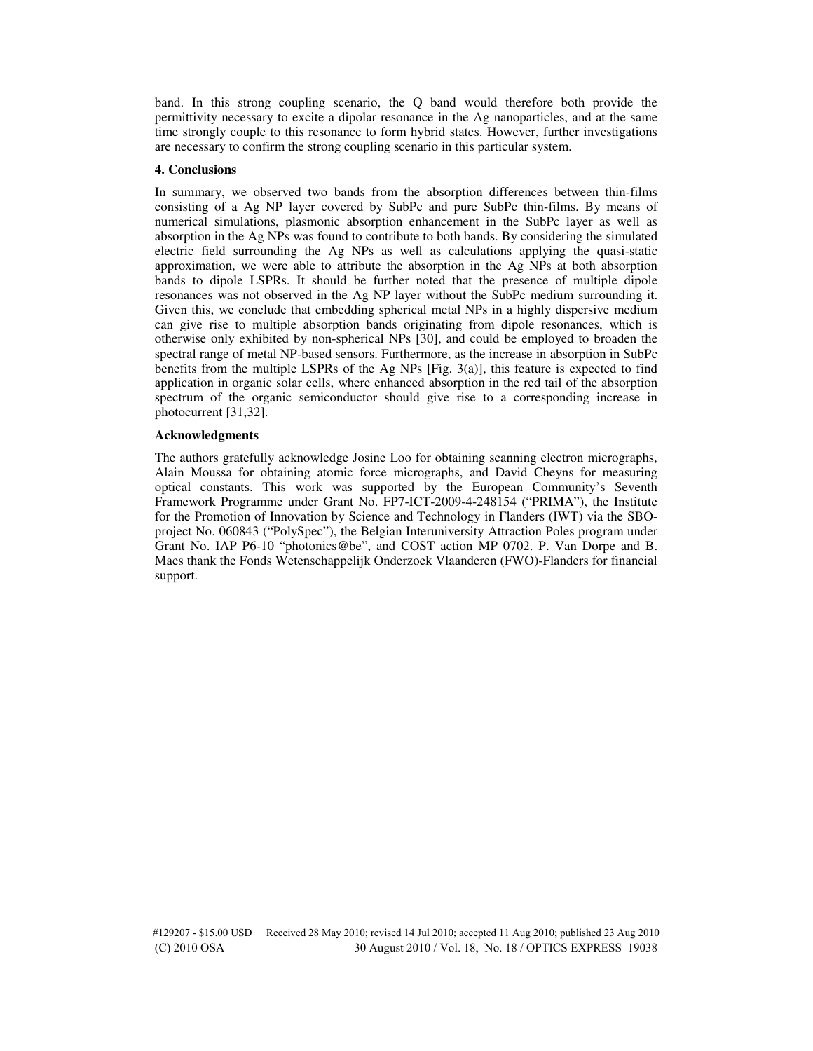band. In this strong coupling scenario, the Q band would therefore both provide the permittivity necessary to excite a dipolar resonance in the Ag nanoparticles, and at the same time strongly couple to this resonance to form hybrid states. However, further investigations are necessary to confirm the strong coupling scenario in this particular system.

## 4. Conclusions

In summary, we observed two bands from the absorption differences between thin-films consisting of a Ag NP layer covered by SubPc and pure SubPc thin-films. By means of numerical simulations, plasmonic absorption enhancement in the SubPc layer as well as absorption in the Ag NPs was found to contribute to both bands. By considering the simulated electric field surrounding the Ag NPs as well as calculations applying the quasi-static approximation, we were able to attribute the absorption in the Ag NPs at both absorption bands to dipole LSPRs. It should be further noted that the presence of multiple dipole resonances was not observed in the Ag NP layer without the SubPc medium surrounding it. Given this, we conclude that embedding spherical metal NPs in a highly dispersive medium can give rise to multiple absorption bands originating from dipole resonances, which is otherwise only exhibited by non-spherical NPs [30], and could be employed to broaden the spectral range of metal NP-based sensors. Furthermore, as the increase in absorption in SubPc benefits from the multiple LSPRs of the Ag NPs [Fig. 3(a)], this feature is expected to find application in organic solar cells, where enhanced absorption in the red tail of the absorption spectrum of the organic semiconductor should give rise to a corresponding increase in photocurrent [31,32].

## Acknowledgments

The authors gratefully acknowledge Josine Loo for obtaining scanning electron micrographs, Alain Moussa for obtaining atomic force micrographs, and David Cheyns for measuring optical constants. This work was supported by the European Community's Seventh Framework Programme under Grant No. FP7-ICT-2009-4-248154 ("PRIMA"), the Institute for the Promotion of Innovation by Science and Technology in Flanders (IWT) via the SBO-project No. 060843 ("PolySpec"), the Belgian Interuniversity Attraction Poles program under Grant No. IAP P6-10 "photonics@be", and COST action MP 0702. P. Van Dorpe and B. Maes thank the Fonds Wetenschappelijk Onderzoek Vlaanderen (FWO)-Flanders for financial support.